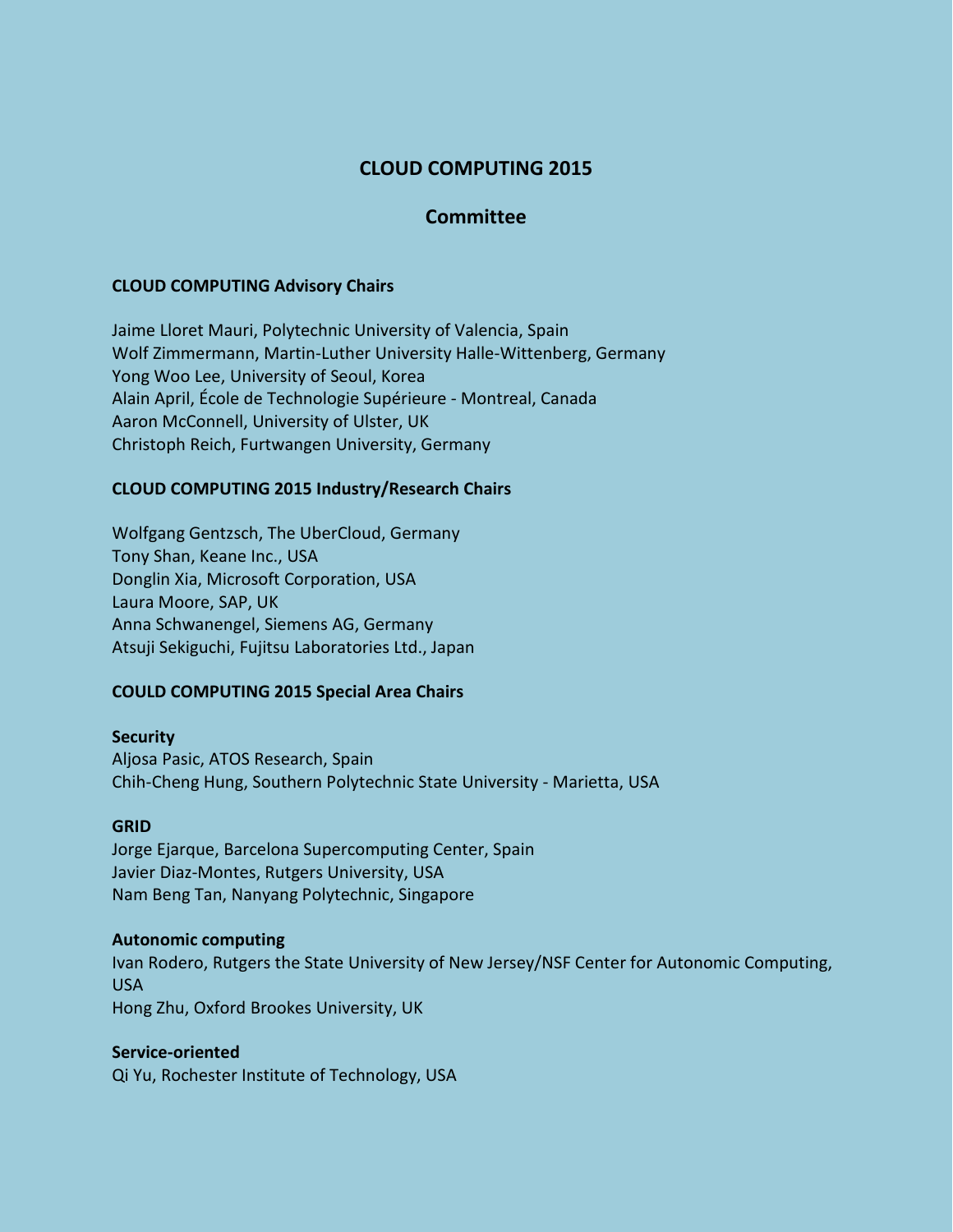# CLOUD COMPUTING 2015

## Committee

### CLOUD COMPUTING Advisory Chairs

Jaime Lloret Mauri, Polytechnic University of Valencia, Spain
Wolf Zimmermann, Martin-Luther University Halle-Wittenberg, Germany
Yong Woo Lee, University of Seoul, Korea
Alain April, École de Technologie Supérieure - Montreal, Canada
Aaron McConnell, University of Ulster, UK
Christoph Reich, Furtwangen University, Germany

### CLOUD COMPUTING 2015 Industry/Research Chairs

Wolfgang Gentzsch, The UberCloud, Germany
Tony Shan, Keane Inc., USA
Donglin Xia, Microsoft Corporation, USA
Laura Moore, SAP, UK
Anna Schwanengel, Siemens AG, Germany
Atsuji Sekiguchi, Fujitsu Laboratories Ltd., Japan

### COULD COMPUTING 2015 Special Area Chairs

**Security**
Aljosa Pasic, ATOS Research, Spain
Chih-Cheng Hung, Southern Polytechnic State University - Marietta, USA

**GRID**
Jorge Ejarque, Barcelona Supercomputing Center, Spain
Javier Diaz-Montes, Rutgers University, USA
Nam Beng Tan, Nanyang Polytechnic, Singapore

**Autonomic computing**
Ivan Rodero, Rutgers the State University of New Jersey/NSF Center for Autonomic Computing, USA
Hong Zhu, Oxford Brookes University, UK

**Service-oriented**
Qi Yu, Rochester Institute of Technology, USA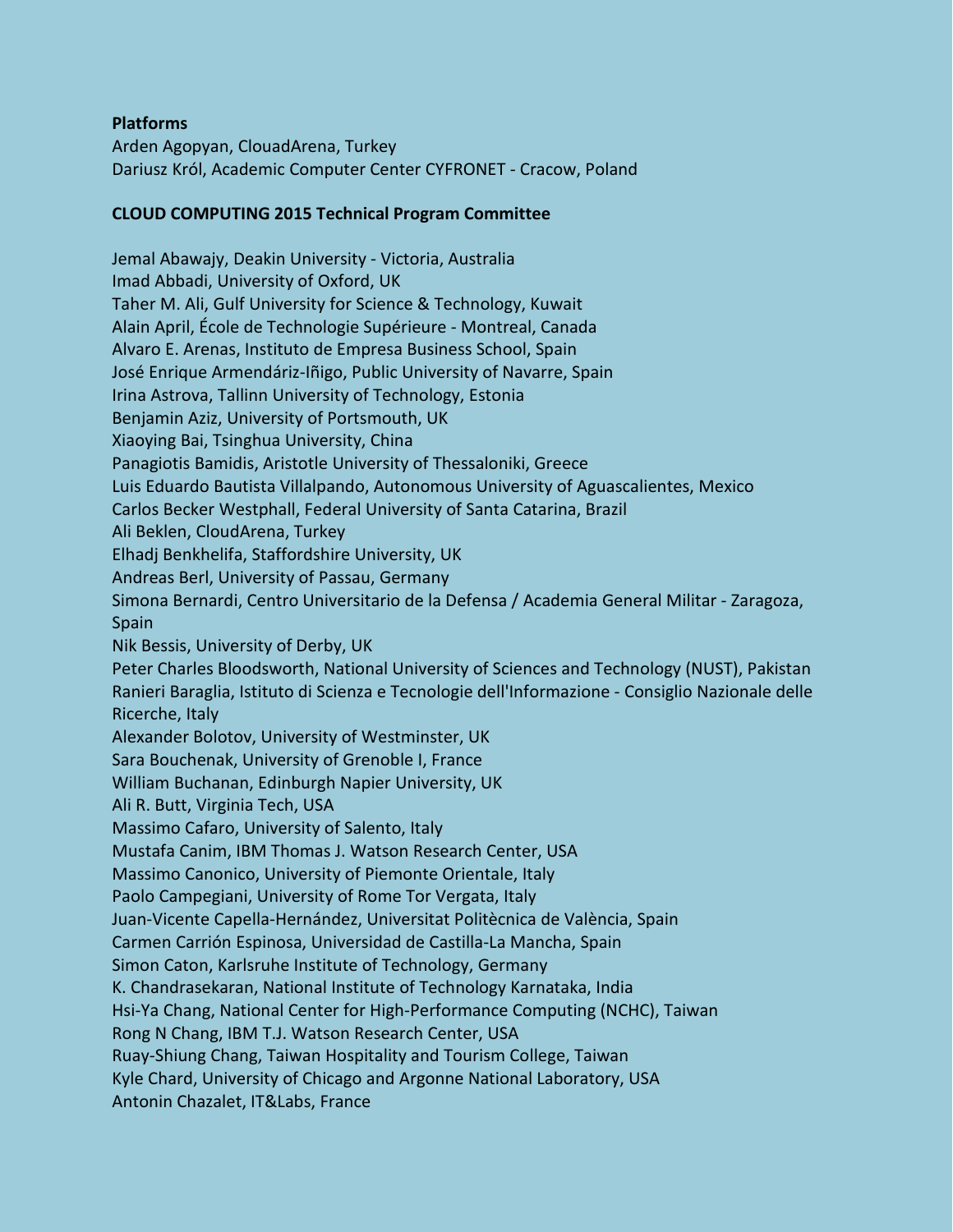**Platforms**

Arden Agopyan, ClouadArena, Turkey
Dariusz Król, Academic Computer Center CYFRONET - Cracow, Poland

**CLOUD COMPUTING 2015 Technical Program Committee**

Jemal Abawajy, Deakin University - Victoria, Australia
Imad Abbadi, University of Oxford, UK
Taher M. Ali, Gulf University for Science & Technology, Kuwait
Alain April, École de Technologie Supérieure - Montreal, Canada
Alvaro E. Arenas, Instituto de Empresa Business School, Spain
José Enrique Armendáriz-Iñigo, Public University of Navarre, Spain
Irina Astrova, Tallinn University of Technology, Estonia
Benjamin Aziz, University of Portsmouth, UK
Xiaoying Bai, Tsinghua University, China
Panagiotis Bamidis, Aristotle University of Thessaloniki, Greece
Luis Eduardo Bautista Villalpando, Autonomous University of Aguascalientes, Mexico
Carlos Becker Westphall, Federal University of Santa Catarina, Brazil
Ali Beklen, CloudArena, Turkey
Elhadj Benkhelifa, Staffordshire University, UK
Andreas Berl, University of Passau, Germany
Simona Bernardi, Centro Universitario de la Defensa / Academia General Militar - Zaragoza, Spain
Nik Bessis, University of Derby, UK
Peter Charles Bloodsworth, National University of Sciences and Technology (NUST), Pakistan
Ranieri Baraglia, Istituto di Scienza e Tecnologie dell'Informazione - Consiglio Nazionale delle Ricerche, Italy
Alexander Bolotov, University of Westminster, UK
Sara Bouchenak, University of Grenoble I, France
William Buchanan, Edinburgh Napier University, UK
Ali R. Butt, Virginia Tech, USA
Massimo Cafaro, University of Salento, Italy
Mustafa Canim, IBM Thomas J. Watson Research Center, USA
Massimo Canonico, University of Piemonte Orientale, Italy
Paolo Campegiani, University of Rome Tor Vergata, Italy
Juan-Vicente Capella-Hernández, Universitat Politècnica de València, Spain
Carmen Carrión Espinosa, Universidad de Castilla-La Mancha, Spain
Simon Caton, Karlsruhe Institute of Technology, Germany
K. Chandrasekaran, National Institute of Technology Karnataka, India
Hsi-Ya Chang, National Center for High-Performance Computing (NCHC), Taiwan
Rong N Chang, IBM T.J. Watson Research Center, USA
Ruay-Shiung Chang, Taiwan Hospitality and Tourism College, Taiwan
Kyle Chard, University of Chicago and Argonne National Laboratory, USA
Antonin Chazalet, IT&Labs, France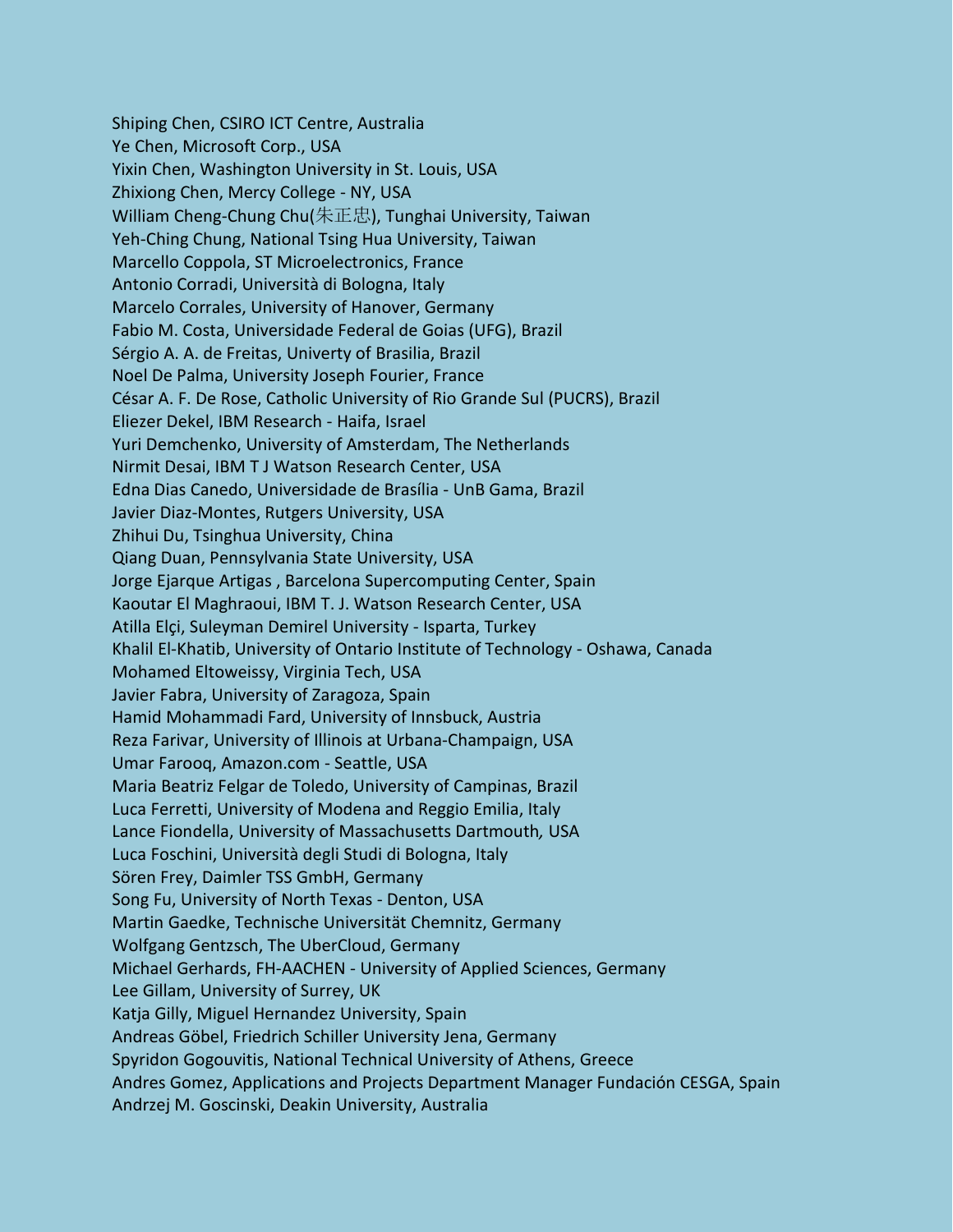Shiping Chen, CSIRO ICT Centre, Australia
Ye Chen, Microsoft Corp., USA
Yixin Chen, Washington University in St. Louis, USA
Zhixiong Chen, Mercy College - NY, USA
William Cheng-Chung Chu(朱正忠), Tunghai University, Taiwan
Yeh-Ching Chung, National Tsing Hua University, Taiwan
Marcello Coppola, ST Microelectronics, France
Antonio Corradi, Università di Bologna, Italy
Marcelo Corrales, University of Hanover, Germany
Fabio M. Costa, Universidade Federal de Goias (UFG), Brazil
Sérgio A. A. de Freitas, Univerty of Brasilia, Brazil
Noel De Palma, University Joseph Fourier, France
César A. F. De Rose, Catholic University of Rio Grande Sul (PUCRS), Brazil
Eliezer Dekel, IBM Research - Haifa, Israel
Yuri Demchenko, University of Amsterdam, The Netherlands
Nirmit Desai, IBM T J Watson Research Center, USA
Edna Dias Canedo, Universidade de Brasília - UnB Gama, Brazil
Javier Diaz-Montes, Rutgers University, USA
Zhihui Du, Tsinghua University, China
Qiang Duan, Pennsylvania State University, USA
Jorge Ejarque Artigas , Barcelona Supercomputing Center, Spain
Kaoutar El Maghraoui, IBM T. J. Watson Research Center, USA
Atilla Elçi, Suleyman Demirel University - Isparta, Turkey
Khalil El-Khatib, University of Ontario Institute of Technology - Oshawa, Canada
Mohamed Eltoweissy, Virginia Tech, USA
Javier Fabra, University of Zaragoza, Spain
Hamid Mohammadi Fard, University of Innsbuck, Austria
Reza Farivar, University of Illinois at Urbana-Champaign, USA
Umar Farooq, Amazon.com - Seattle, USA
Maria Beatriz Felgar de Toledo, University of Campinas, Brazil
Luca Ferretti, University of Modena and Reggio Emilia, Italy
Lance Fiondella, University of Massachusetts Dartmouth, USA
Luca Foschini, Università degli Studi di Bologna, Italy
Sören Frey, Daimler TSS GmbH, Germany
Song Fu, University of North Texas - Denton, USA
Martin Gaedke, Technische Universität Chemnitz, Germany
Wolfgang Gentzsch, The UberCloud, Germany
Michael Gerhards, FH-AACHEN - University of Applied Sciences, Germany
Lee Gillam, University of Surrey, UK
Katja Gilly, Miguel Hernandez University, Spain
Andreas Göbel, Friedrich Schiller University Jena, Germany
Spyridon Gogouvitis, National Technical University of Athens, Greece
Andres Gomez, Applications and Projects Department Manager Fundación CESGA, Spain
Andrzej M. Goscinski, Deakin University, Australia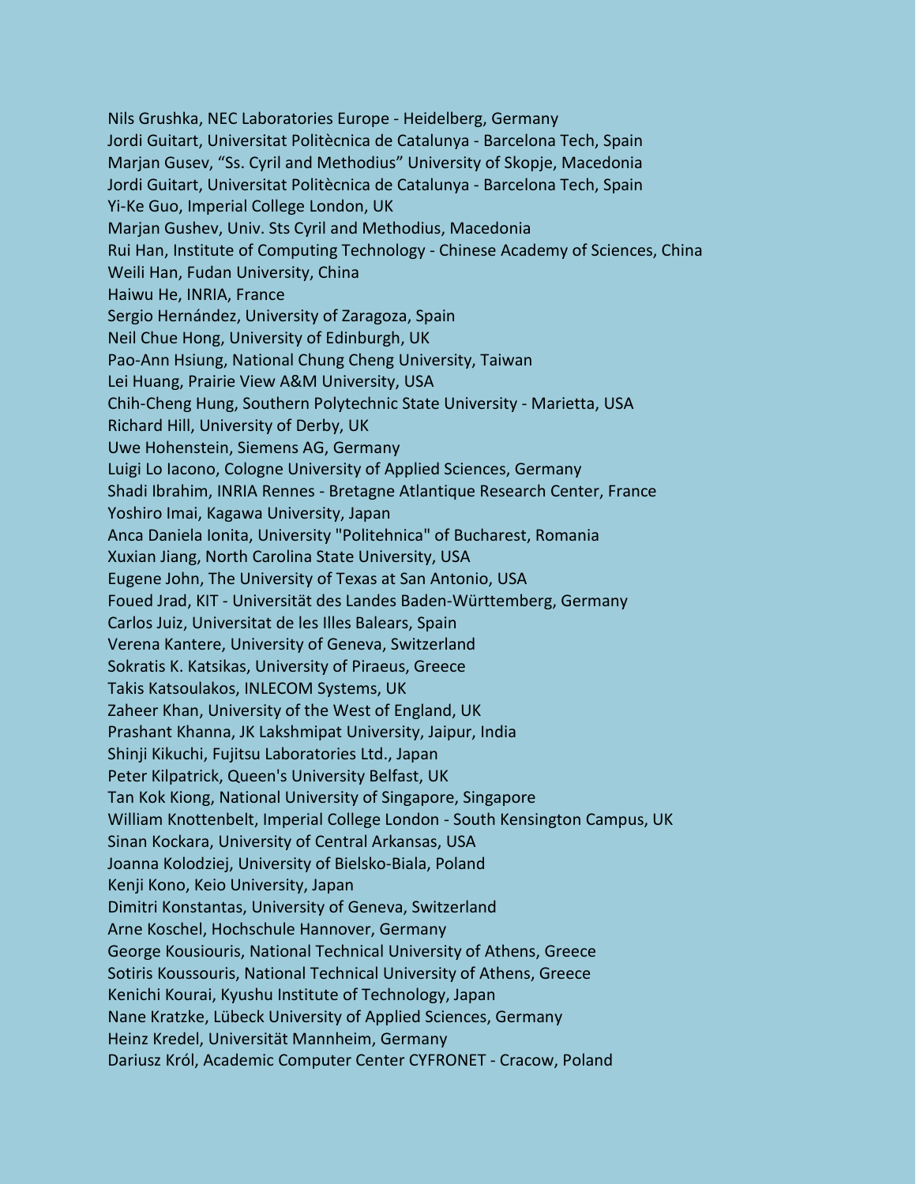Nils Grushka, NEC Laboratories Europe - Heidelberg, Germany
Jordi Guitart, Universitat Politècnica de Catalunya - Barcelona Tech, Spain
Marjan Gusev, "Ss. Cyril and Methodius" University of Skopje, Macedonia
Jordi Guitart, Universitat Politècnica de Catalunya - Barcelona Tech, Spain
Yi-Ke Guo, Imperial College London, UK
Marjan Gushev, Univ. Sts Cyril and Methodius, Macedonia
Rui Han, Institute of Computing Technology - Chinese Academy of Sciences, China
Weili Han, Fudan University, China
Haiwu He, INRIA, France
Sergio Hernández, University of Zaragoza, Spain
Neil Chue Hong, University of Edinburgh, UK
Pao-Ann Hsiung, National Chung Cheng University, Taiwan
Lei Huang, Prairie View A&M University, USA
Chih-Cheng Hung, Southern Polytechnic State University - Marietta, USA
Richard Hill, University of Derby, UK
Uwe Hohenstein, Siemens AG, Germany
Luigi Lo Iacono, Cologne University of Applied Sciences, Germany
Shadi Ibrahim, INRIA Rennes - Bretagne Atlantique Research Center, France
Yoshiro Imai, Kagawa University, Japan
Anca Daniela Ionita, University "Politehnica" of Bucharest, Romania
Xuxian Jiang, North Carolina State University, USA
Eugene John, The University of Texas at San Antonio, USA
Foued Jrad, KIT - Universität des Landes Baden-Württemberg, Germany
Carlos Juiz, Universitat de les Illes Balears, Spain
Verena Kantere, University of Geneva, Switzerland
Sokratis K. Katsikas, University of Piraeus, Greece
Takis Katsoulakos, INLECOM Systems, UK
Zaheer Khan, University of the West of England, UK
Prashant Khanna, JK Lakshmipat University, Jaipur, India
Shinji Kikuchi, Fujitsu Laboratories Ltd., Japan
Peter Kilpatrick, Queen's University Belfast, UK
Tan Kok Kiong, National University of Singapore, Singapore
William Knottenbelt, Imperial College London - South Kensington Campus, UK
Sinan Kockara, University of Central Arkansas, USA
Joanna Kolodziej, University of Bielsko-Biala, Poland
Kenji Kono, Keio University, Japan
Dimitri Konstantas, University of Geneva, Switzerland
Arne Koschel, Hochschule Hannover, Germany
George Kousiouris, National Technical University of Athens, Greece
Sotiris Koussouris, National Technical University of Athens, Greece
Kenichi Kourai, Kyushu Institute of Technology, Japan
Nane Kratzke, Lübeck University of Applied Sciences, Germany
Heinz Kredel, Universität Mannheim, Germany
Dariusz Król, Academic Computer Center CYFRONET - Cracow, Poland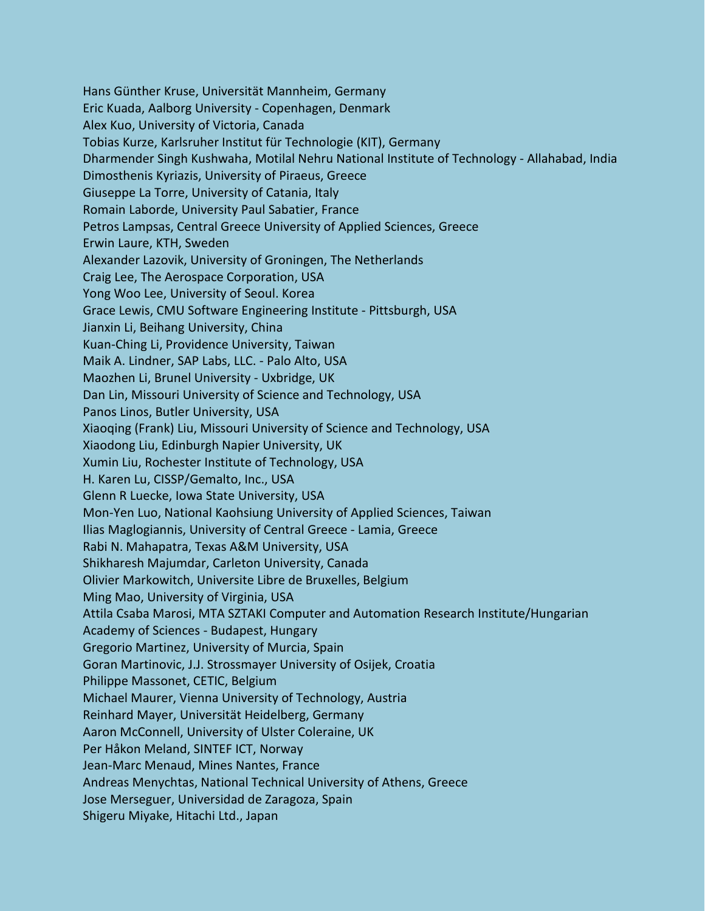Hans Günther Kruse, Universität Mannheim, Germany
Eric Kuada, Aalborg University - Copenhagen, Denmark
Alex Kuo, University of Victoria, Canada
Tobias Kurze, Karlsruher Institut für Technologie (KIT), Germany
Dharmender Singh Kushwaha, Motilal Nehru National Institute of Technology - Allahabad, India
Dimosthenis Kyriazis, University of Piraeus, Greece
Giuseppe La Torre, University of Catania, Italy
Romain Laborde, University Paul Sabatier, France
Petros Lampsas, Central Greece University of Applied Sciences, Greece
Erwin Laure, KTH, Sweden
Alexander Lazovik, University of Groningen, The Netherlands
Craig Lee, The Aerospace Corporation, USA
Yong Woo Lee, University of Seoul. Korea
Grace Lewis, CMU Software Engineering Institute - Pittsburgh, USA
Jianxin Li, Beihang University, China
Kuan-Ching Li, Providence University, Taiwan
Maik A. Lindner, SAP Labs, LLC. - Palo Alto, USA
Maozhen Li, Brunel University - Uxbridge, UK
Dan Lin, Missouri University of Science and Technology, USA
Panos Linos, Butler University, USA
Xiaoqing (Frank) Liu, Missouri University of Science and Technology, USA
Xiaodong Liu, Edinburgh Napier University, UK
Xumin Liu, Rochester Institute of Technology, USA
H. Karen Lu, CISSP/Gemalto, Inc., USA
Glenn R Luecke, Iowa State University, USA
Mon-Yen Luo, National Kaohsiung University of Applied Sciences, Taiwan
Ilias Maglogiannis, University of Central Greece - Lamia, Greece
Rabi N. Mahapatra, Texas A&M University, USA
Shikharesh Majumdar, Carleton University, Canada
Olivier Markowitch, Universite Libre de Bruxelles, Belgium
Ming Mao, University of Virginia, USA
Attila Csaba Marosi, MTA SZTAKI Computer and Automation Research Institute/Hungarian Academy of Sciences - Budapest, Hungary
Gregorio Martinez, University of Murcia, Spain
Goran Martinovic, J.J. Strossmayer University of Osijek, Croatia
Philippe Massonet, CETIC, Belgium
Michael Maurer, Vienna University of Technology, Austria
Reinhard Mayer, Universität Heidelberg, Germany
Aaron McConnell, University of Ulster Coleraine, UK
Per Håkon Meland, SINTEF ICT, Norway
Jean-Marc Menaud, Mines Nantes, France
Andreas Menychtas, National Technical University of Athens, Greece
Jose Merseguer, Universidad de Zaragoza, Spain
Shigeru Miyake, Hitachi Ltd., Japan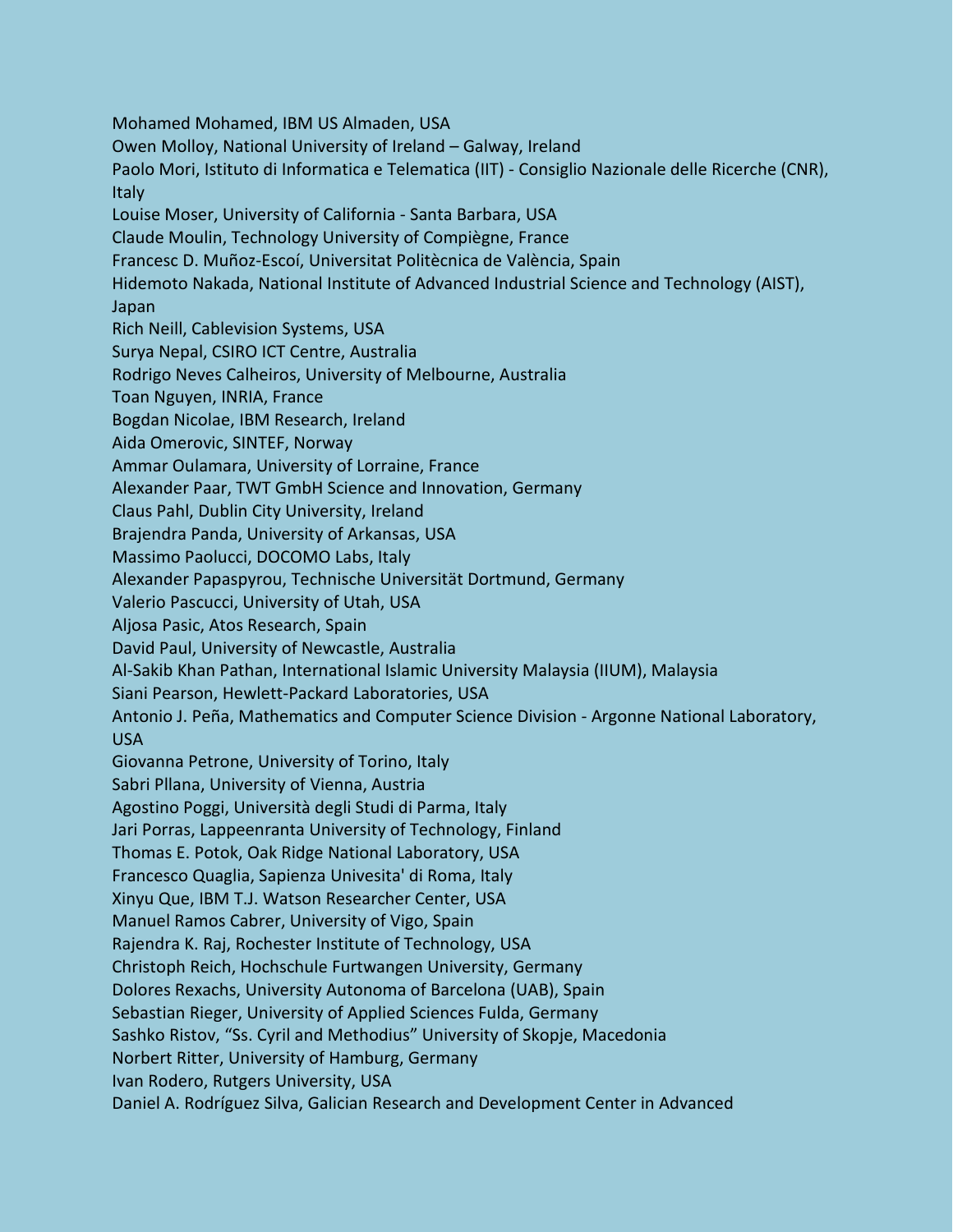Mohamed Mohamed, IBM US Almaden, USA  
Owen Molloy, National University of Ireland – Galway, Ireland  
Paolo Mori, Istituto di Informatica e Telematica (IIT) - Consiglio Nazionale delle Ricerche (CNR), Italy  
Louise Moser, University of California - Santa Barbara, USA  
Claude Moulin, Technology University of Compiègne, France  
Francesc D. Muñoz-Escoí, Universitat Politècnica de València, Spain  
Hidemoto Nakada, National Institute of Advanced Industrial Science and Technology (AIST), Japan  
Rich Neill, Cablevision Systems, USA  
Surya Nepal, CSIRO ICT Centre, Australia  
Rodrigo Neves Calheiros, University of Melbourne, Australia  
Toan Nguyen, INRIA, France  
Bogdan Nicolae, IBM Research, Ireland  
Aida Omerovic, SINTEF, Norway  
Ammar Oulamara, University of Lorraine, France  
Alexander Paar, TWT GmbH Science and Innovation, Germany  
Claus Pahl, Dublin City University, Ireland  
Brajendra Panda, University of Arkansas, USA  
Massimo Paolucci, DOCOMO Labs, Italy  
Alexander Papaspyrou, Technische Universität Dortmund, Germany  
Valerio Pascucci, University of Utah, USA  
Aljosa Pasic, Atos Research, Spain  
David Paul, University of Newcastle, Australia  
Al-Sakib Khan Pathan, International Islamic University Malaysia (IIUM), Malaysia  
Siani Pearson, Hewlett-Packard Laboratories, USA  
Antonio J. Peña, Mathematics and Computer Science Division - Argonne National Laboratory, USA  
Giovanna Petrone, University of Torino, Italy  
Sabri Pllana, University of Vienna, Austria  
Agostino Poggi, Università degli Studi di Parma, Italy  
Jari Porras, Lappeenranta University of Technology, Finland  
Thomas E. Potok, Oak Ridge National Laboratory, USA  
Francesco Quaglia, Sapienza Univesita' di Roma, Italy  
Xinyu Que, IBM T.J. Watson Researcher Center, USA  
Manuel Ramos Cabrer, University of Vigo, Spain  
Rajendra K. Raj, Rochester Institute of Technology, USA  
Christoph Reich, Hochschule Furtwangen University, Germany  
Dolores Rexachs, University Autonoma of Barcelona (UAB), Spain  
Sebastian Rieger, University of Applied Sciences Fulda, Germany  
Sashko Ristov, "Ss. Cyril and Methodius" University of Skopje, Macedonia  
Norbert Ritter, University of Hamburg, Germany  
Ivan Rodero, Rutgers University, USA  
Daniel A. Rodríguez Silva, Galician Research and Development Center in Advanced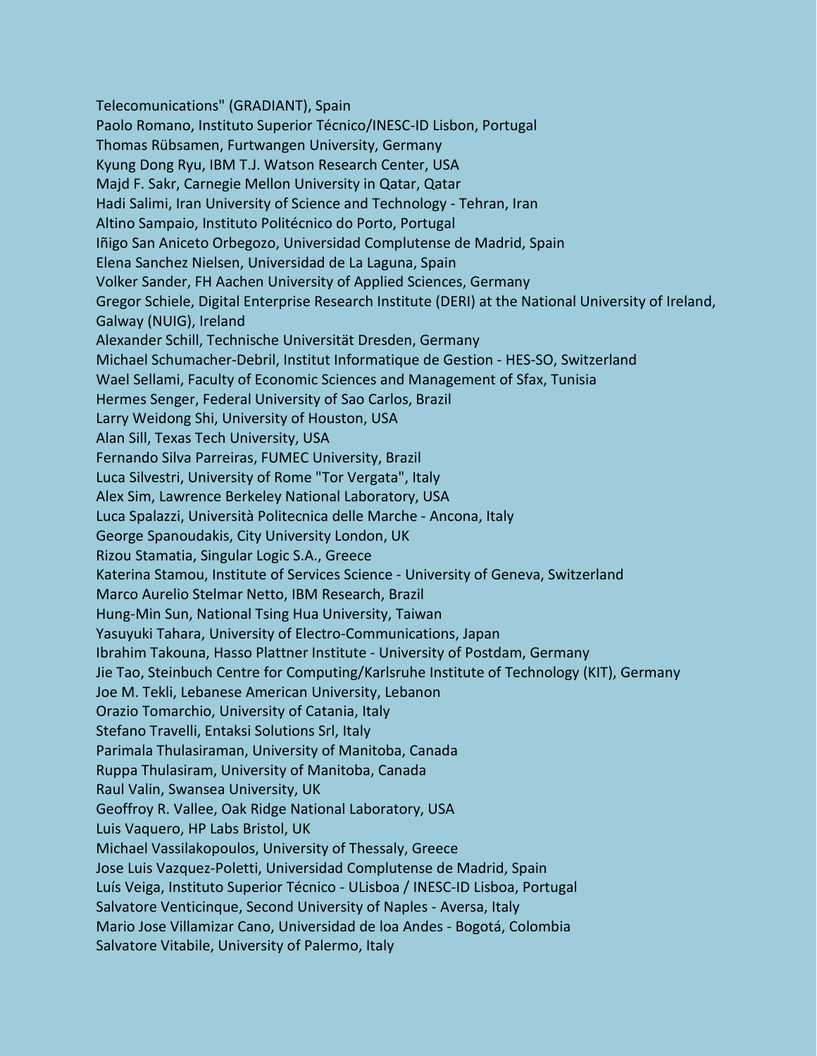Telecomunications" (GRADIANT), Spain  
Paolo Romano, Instituto Superior Técnico/INESC-ID Lisbon, Portugal  
Thomas Rübsamen, Furtwangen University, Germany  
Kyung Dong Ryu, IBM T.J. Watson Research Center, USA  
Majd F. Sakr, Carnegie Mellon University in Qatar, Qatar  
Hadi Salimi, Iran University of Science and Technology - Tehran, Iran  
Altino Sampaio, Instituto Politécnico do Porto, Portugal  
Iñigo San Aniceto Orbegozo, Universidad Complutense de Madrid, Spain  
Elena Sanchez Nielsen, Universidad de La Laguna, Spain  
Volker Sander, FH Aachen University of Applied Sciences, Germany  
Gregor Schiele, Digital Enterprise Research Institute (DERI) at the National University of Ireland, Galway (NUIG), Ireland  
Alexander Schill, Technische Universität Dresden, Germany  
Michael Schumacher-Debril, Institut Informatique de Gestion - HES-SO, Switzerland  
Wael Sellami, Faculty of Economic Sciences and Management of Sfax, Tunisia  
Hermes Senger, Federal University of Sao Carlos, Brazil  
Larry Weidong Shi, University of Houston, USA  
Alan Sill, Texas Tech University, USA  
Fernando Silva Parreiras, FUMEC University, Brazil  
Luca Silvestri, University of Rome "Tor Vergata", Italy  
Alex Sim, Lawrence Berkeley National Laboratory, USA  
Luca Spalazzi, Università Politecnica delle Marche - Ancona, Italy  
George Spanoudakis, City University London, UK  
Rizou Stamatia, Singular Logic S.A., Greece  
Katerina Stamou, Institute of Services Science - University of Geneva, Switzerland  
Marco Aurelio Stelmar Netto, IBM Research, Brazil  
Hung-Min Sun, National Tsing Hua University, Taiwan  
Yasuyuki Tahara, University of Electro-Communications, Japan  
Ibrahim Takouna, Hasso Plattner Institute - University of Postdam, Germany  
Jie Tao, Steinbuch Centre for Computing/Karlsruhe Institute of Technology (KIT), Germany  
Joe M. Tekli, Lebanese American University, Lebanon  
Orazio Tomarchio, University of Catania, Italy  
Stefano Travelli, Entaksi Solutions Srl, Italy  
Parimala Thulasiraman, University of Manitoba, Canada  
Ruppa Thulasiram, University of Manitoba, Canada  
Raul Valin, Swansea University, UK  
Geoffroy R. Vallee, Oak Ridge National Laboratory, USA  
Luis Vaquero, HP Labs Bristol, UK  
Michael Vassilakopoulos, University of Thessaly, Greece  
Jose Luis Vazquez-Poletti, Universidad Complutense de Madrid, Spain  
Luís Veiga, Instituto Superior Técnico - ULisboa / INESC-ID Lisboa, Portugal  
Salvatore Venticinque, Second University of Naples - Aversa, Italy  
Mario Jose Villamizar Cano, Universidad de loa Andes - Bogotá, Colombia  
Salvatore Vitabile, University of Palermo, Italy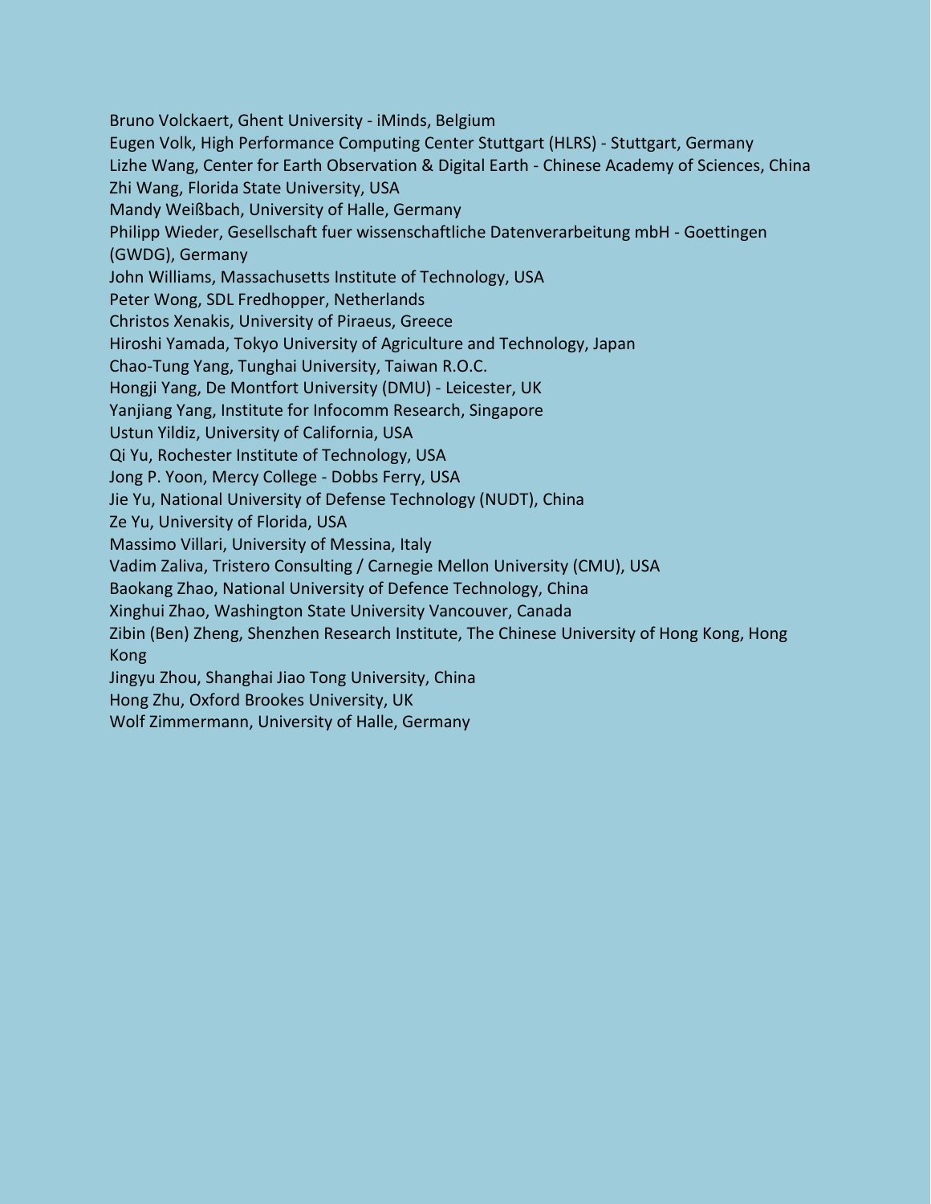Bruno Volckaert, Ghent University - iMinds, Belgium
Eugen Volk, High Performance Computing Center Stuttgart (HLRS) - Stuttgart, Germany
Lizhe Wang, Center for Earth Observation & Digital Earth - Chinese Academy of Sciences, China
Zhi Wang, Florida State University, USA
Mandy Weißbach, University of Halle, Germany
Philipp Wieder, Gesellschaft fuer wissenschaftliche Datenverarbeitung mbH - Goettingen (GWDG), Germany
John Williams, Massachusetts Institute of Technology, USA
Peter Wong, SDL Fredhopper, Netherlands
Christos Xenakis, University of Piraeus, Greece
Hiroshi Yamada, Tokyo University of Agriculture and Technology, Japan
Chao-Tung Yang, Tunghai University, Taiwan R.O.C.
Hongji Yang, De Montfort University (DMU) - Leicester, UK
Yanjiang Yang, Institute for Infocomm Research, Singapore
Ustun Yildiz, University of California, USA
Qi Yu, Rochester Institute of Technology, USA
Jong P. Yoon, Mercy College - Dobbs Ferry, USA
Jie Yu, National University of Defense Technology (NUDT), China
Ze Yu, University of Florida, USA
Massimo Villari, University of Messina, Italy
Vadim Zaliva, Tristero Consulting / Carnegie Mellon University (CMU), USA
Baokang Zhao, National University of Defence Technology, China
Xinghui Zhao, Washington State University Vancouver, Canada
Zibin (Ben) Zheng, Shenzhen Research Institute, The Chinese University of Hong Kong, Hong Kong
Jingyu Zhou, Shanghai Jiao Tong University, China
Hong Zhu, Oxford Brookes University, UK
Wolf Zimmermann, University of Halle, Germany